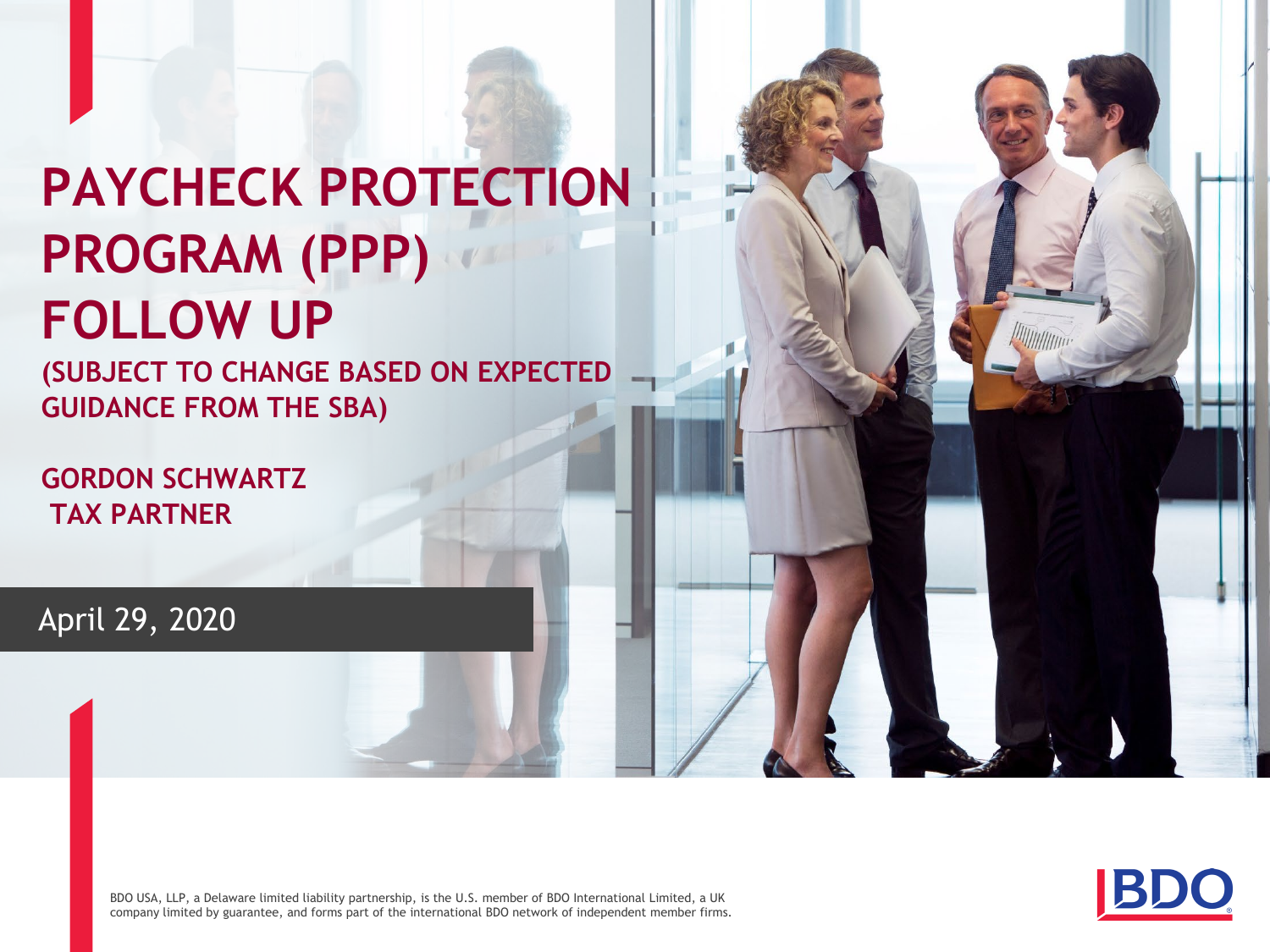# PAYCHECK PROTECTION PROGRAM (PPP) FOLLOW UP

**(SUBJECT TO CHANGE BASED ON EXPECTED GUIDANCE FROM THE SBA)**

**GORDON SCHWARTZ**
**TAX PARTNER**

April 29, 2020

BDO USA, LLP, a Delaware limited liability partnership, is the U.S. member of BDO International Limited, a UK company limited by guarantee, and forms part of the international BDO network of independent member firms.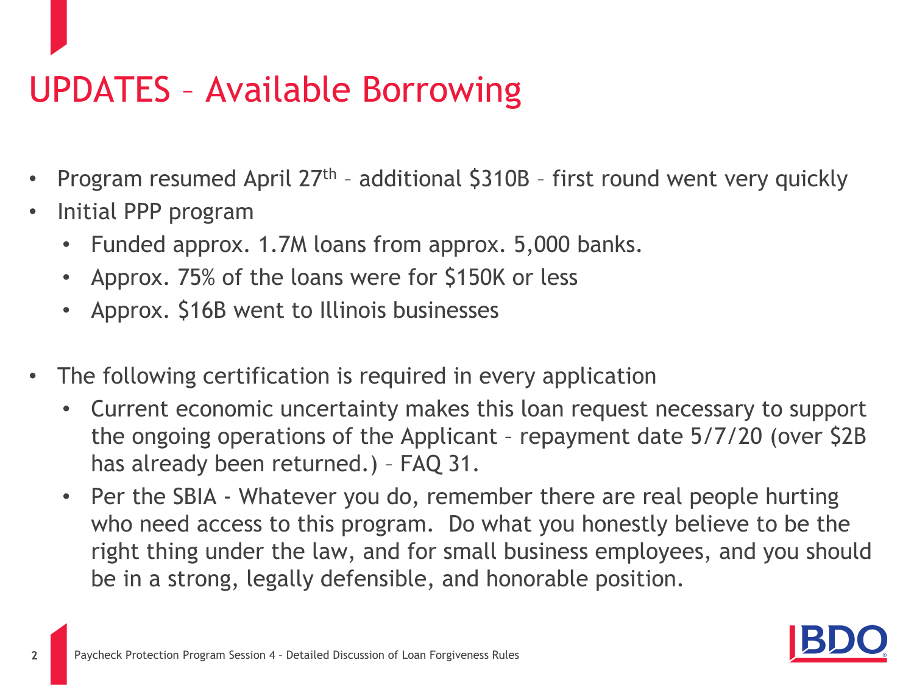# UPDATES – Available Borrowing

- Program resumed April 27th – additional $310B – first round went very quickly
- Initial PPP program
  - Funded approx. 1.7M loans from approx. 5,000 banks.
  - Approx. 75% of the loans were for $150K or less
  - Approx. $16B went to Illinois businesses

- The following certification is required in every application
  - Current economic uncertainty makes this loan request necessary to support the ongoing operations of the Applicant – repayment date 5/7/20 (over $2B has already been returned.) – FAQ 31.
  - Per the SBIA - Whatever you do, remember there are real people hurting who need access to this program. Do what you honestly believe to be the right thing under the law, and for small business employees, and you should be in a strong, legally defensible, and honorable position.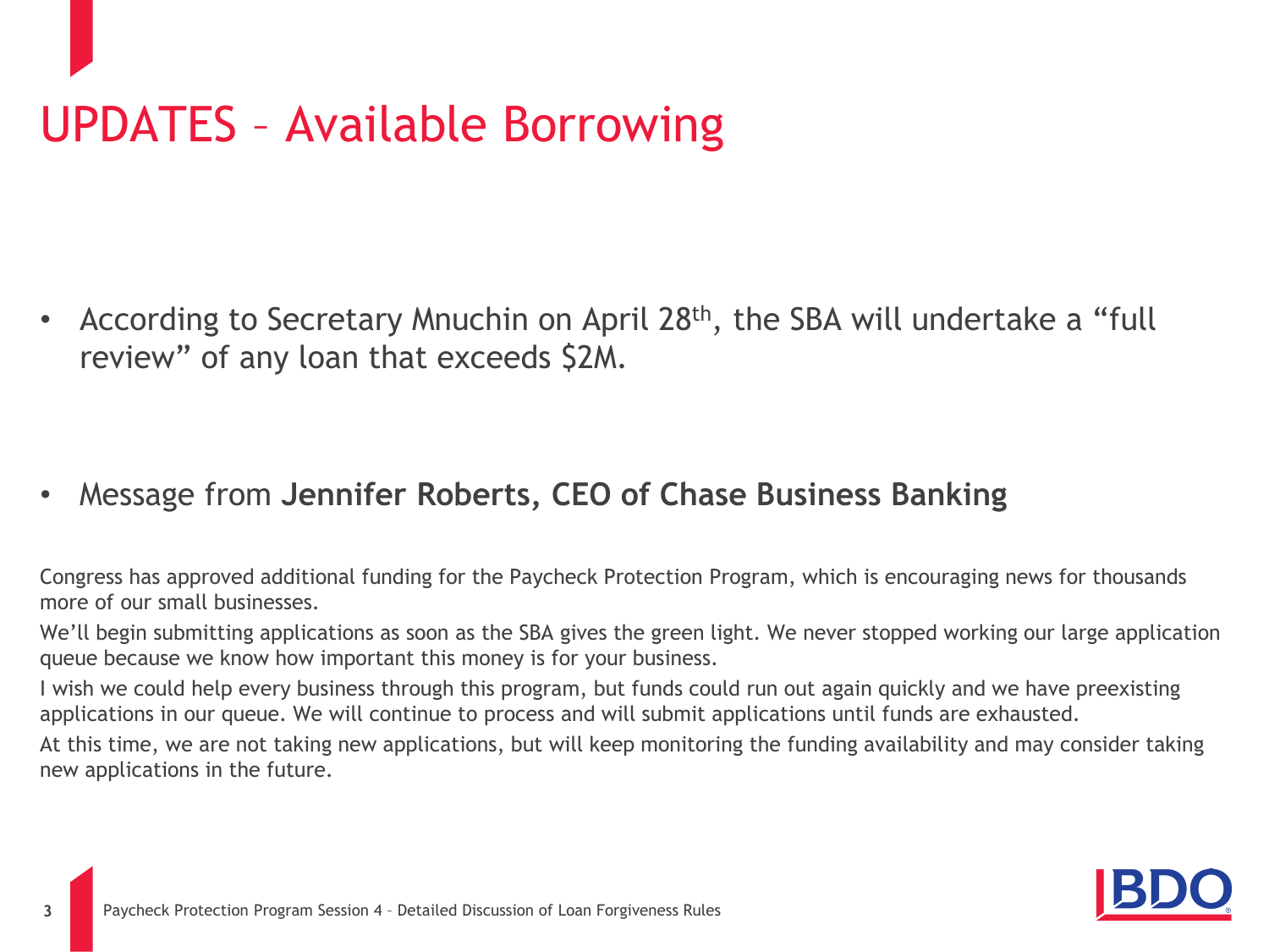# UPDATES – Available Borrowing

- According to Secretary Mnuchin on April 28th, the SBA will undertake a "full review" of any loan that exceeds $2M.

- Message from **Jennifer Roberts, CEO of Chase Business Banking**

Congress has approved additional funding for the Paycheck Protection Program, which is encouraging news for thousands more of our small businesses.

We'll begin submitting applications as soon as the SBA gives the green light. We never stopped working our large application queue because we know how important this money is for your business.

I wish we could help every business through this program, but funds could run out again quickly and we have preexisting applications in our queue. We will continue to process and will submit applications until funds are exhausted.

At this time, we are not taking new applications, but will keep monitoring the funding availability and may consider taking new applications in the future.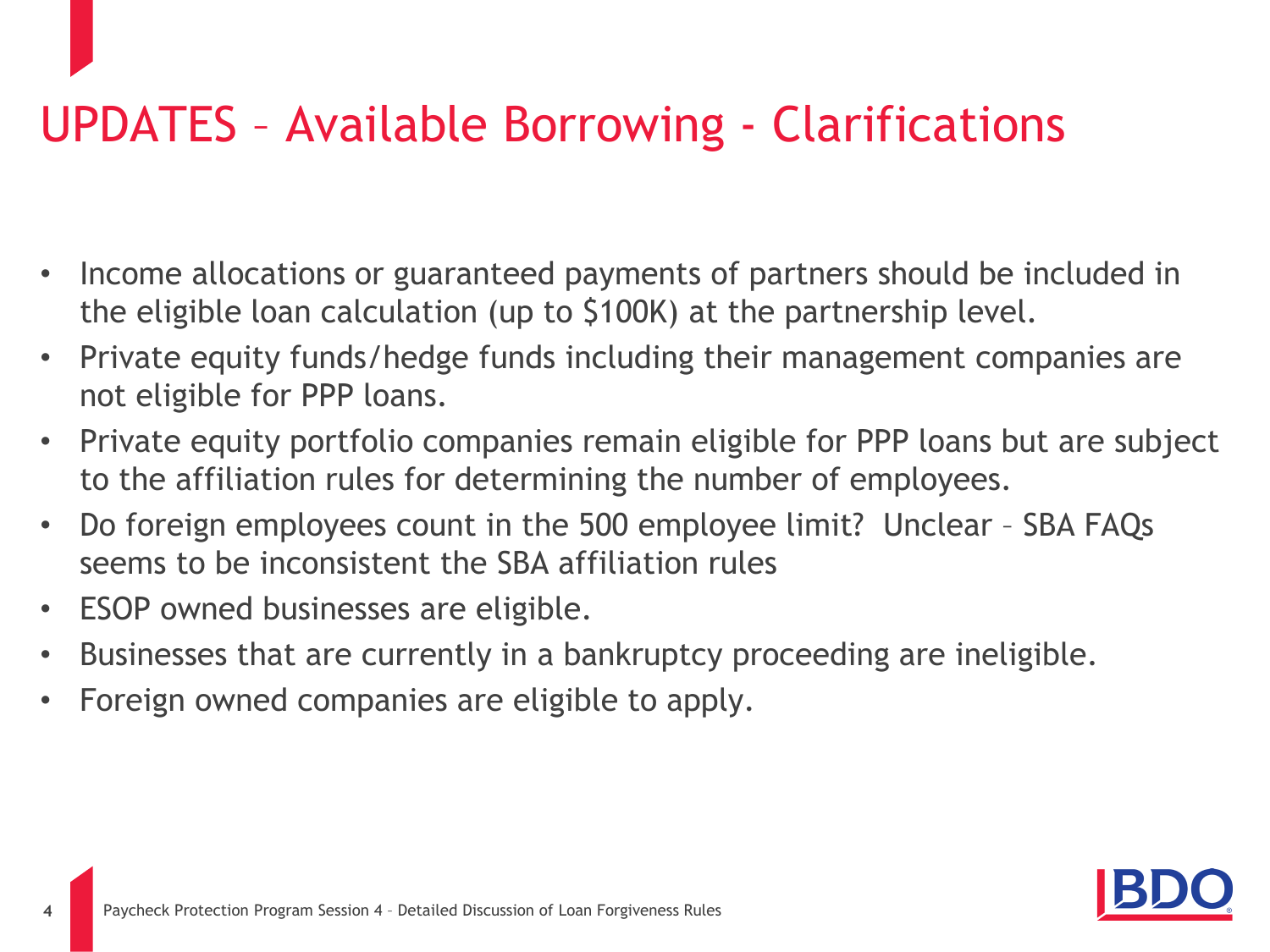# UPDATES – Available Borrowing - Clarifications

- Income allocations or guaranteed payments of partners should be included in the eligible loan calculation (up to $100K) at the partnership level.
- Private equity funds/hedge funds including their management companies are not eligible for PPP loans.
- Private equity portfolio companies remain eligible for PPP loans but are subject to the affiliation rules for determining the number of employees.
- Do foreign employees count in the 500 employee limit? Unclear – SBA FAQs seems to be inconsistent the SBA affiliation rules
- ESOP owned businesses are eligible.
- Businesses that are currently in a bankruptcy proceeding are ineligible.
- Foreign owned companies are eligible to apply.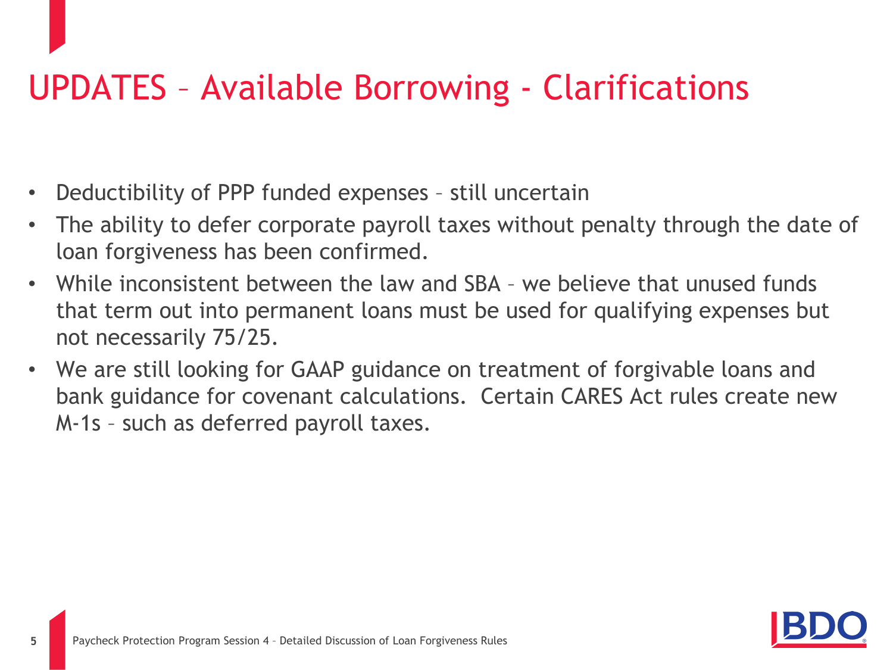# UPDATES – Available Borrowing - Clarifications

- Deductibility of PPP funded expenses – still uncertain
- The ability to defer corporate payroll taxes without penalty through the date of loan forgiveness has been confirmed.
- While inconsistent between the law and SBA – we believe that unused funds that term out into permanent loans must be used for qualifying expenses but not necessarily 75/25.
- We are still looking for GAAP guidance on treatment of forgivable loans and bank guidance for covenant calculations. Certain CARES Act rules create new M-1s – such as deferred payroll taxes.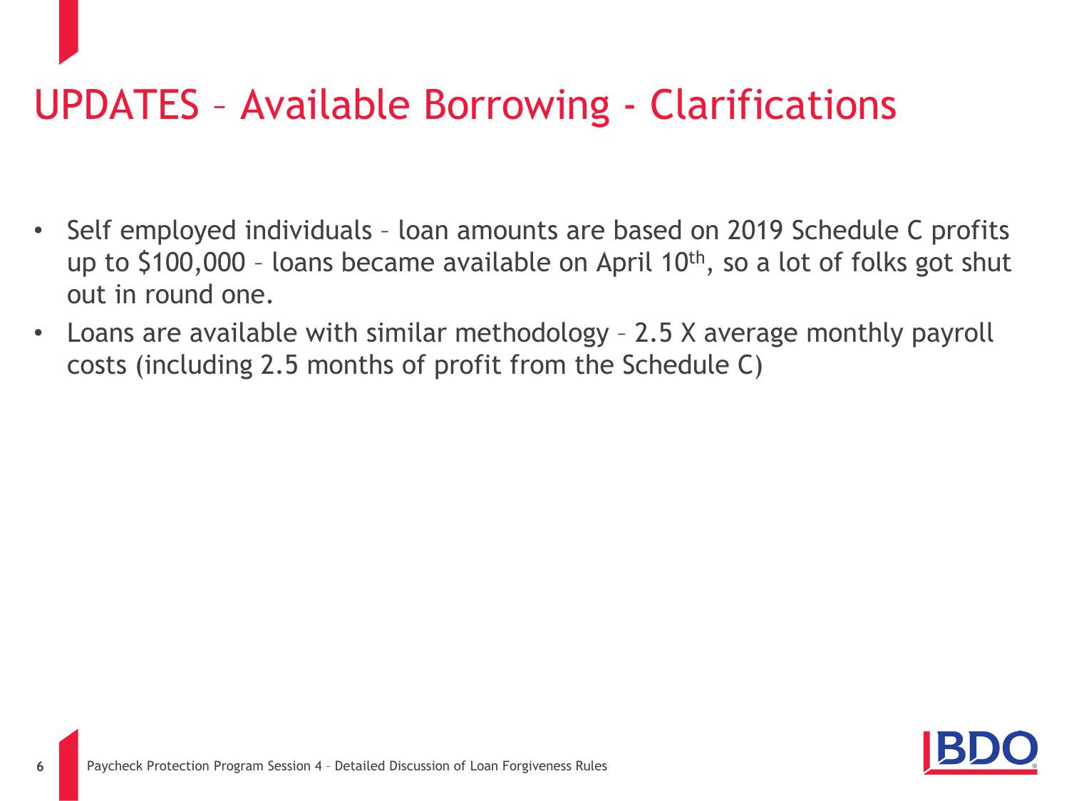# UPDATES – Available Borrowing - Clarifications

- Self employed individuals – loan amounts are based on 2019 Schedule C profits up to $100,000 – loans became available on April 10th, so a lot of folks got shut out in round one.
- Loans are available with similar methodology – 2.5 X average monthly payroll costs (including 2.5 months of profit from the Schedule C)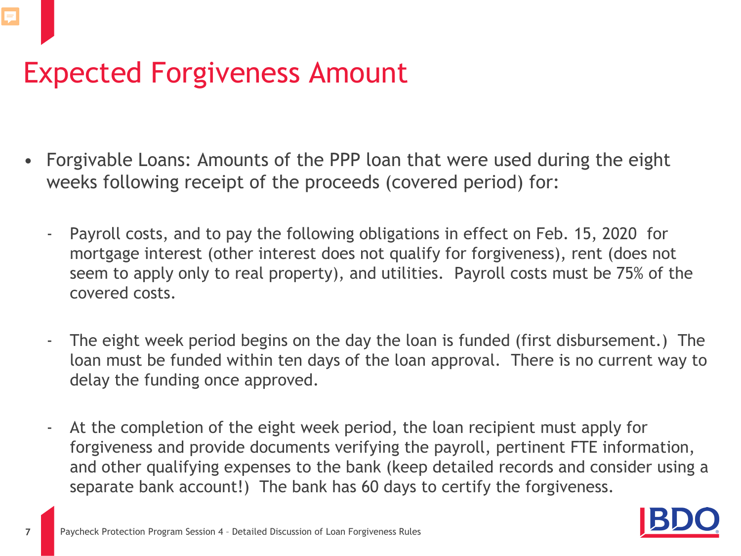# Expected Forgiveness Amount

- Forgivable Loans: Amounts of the PPP loan that were used during the eight weeks following receipt of the proceeds (covered period) for:
  - Payroll costs, and to pay the following obligations in effect on Feb. 15, 2020 for mortgage interest (other interest does not qualify for forgiveness), rent (does not seem to apply only to real property), and utilities. Payroll costs must be 75% of the covered costs.
  - The eight week period begins on the day the loan is funded (first disbursement.) The loan must be funded within ten days of the loan approval. There is no current way to delay the funding once approved.
  - At the completion of the eight week period, the loan recipient must apply for forgiveness and provide documents verifying the payroll, pertinent FTE information, and other qualifying expenses to the bank (keep detailed records and consider using a separate bank account!) The bank has 60 days to certify the forgiveness.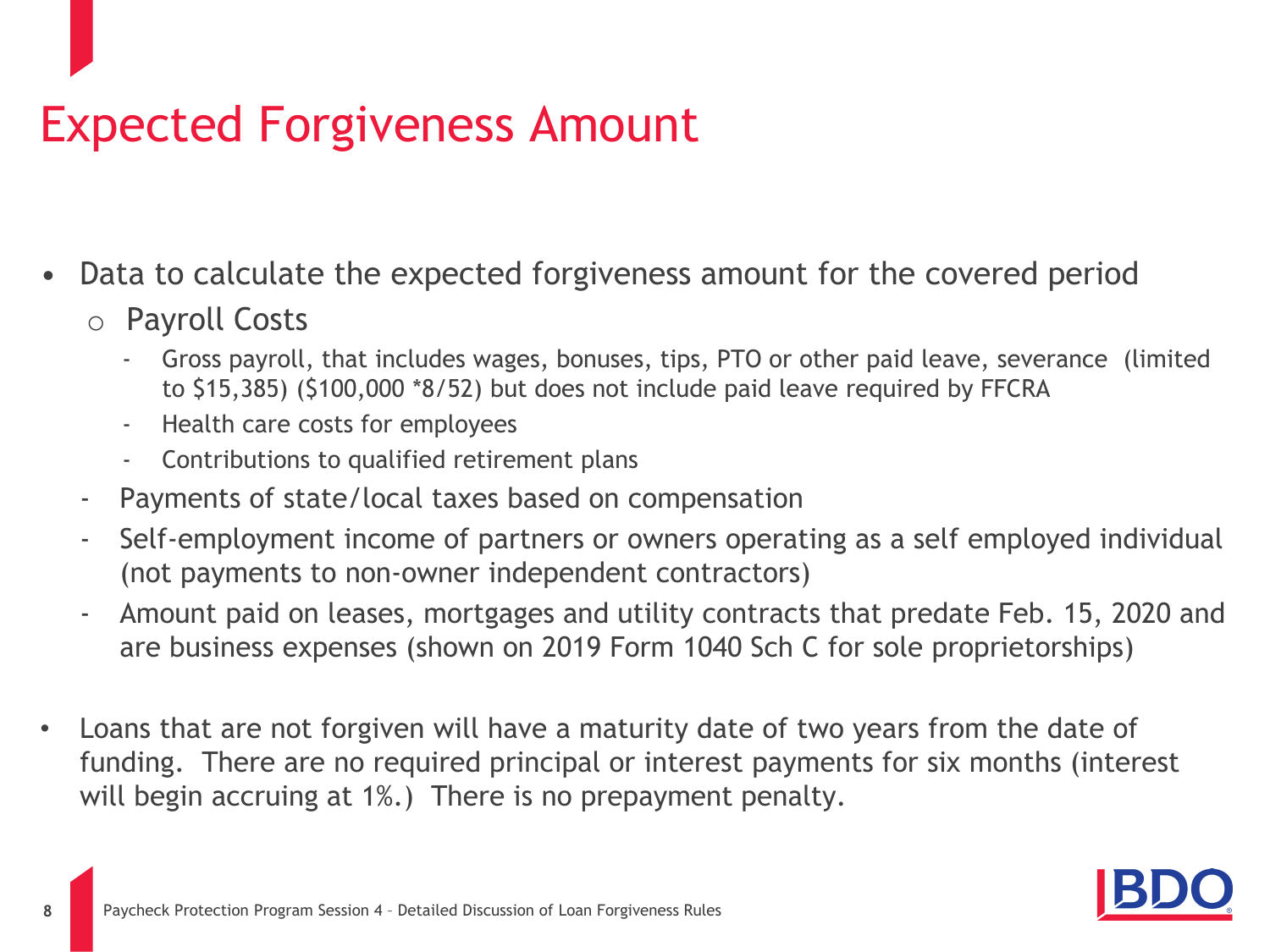# Expected Forgiveness Amount

- Data to calculate the expected forgiveness amount for the covered period
  - Payroll Costs
    - Gross payroll, that includes wages, bonuses, tips, PTO or other paid leave, severance (limited to $15,385) ($100,000 *8/52) but does not include paid leave required by FFCRA
    - Health care costs for employees
    - Contributions to qualified retirement plans
  - Payments of state/local taxes based on compensation
  - Self-employment income of partners or owners operating as a self employed individual (not payments to non-owner independent contractors)
  - Amount paid on leases, mortgages and utility contracts that predate Feb. 15, 2020 and are business expenses (shown on 2019 Form 1040 Sch C for sole proprietorships)

- Loans that are not forgiven will have a maturity date of two years from the date of funding. There are no required principal or interest payments for six months (interest will begin accruing at 1%.) There is no prepayment penalty.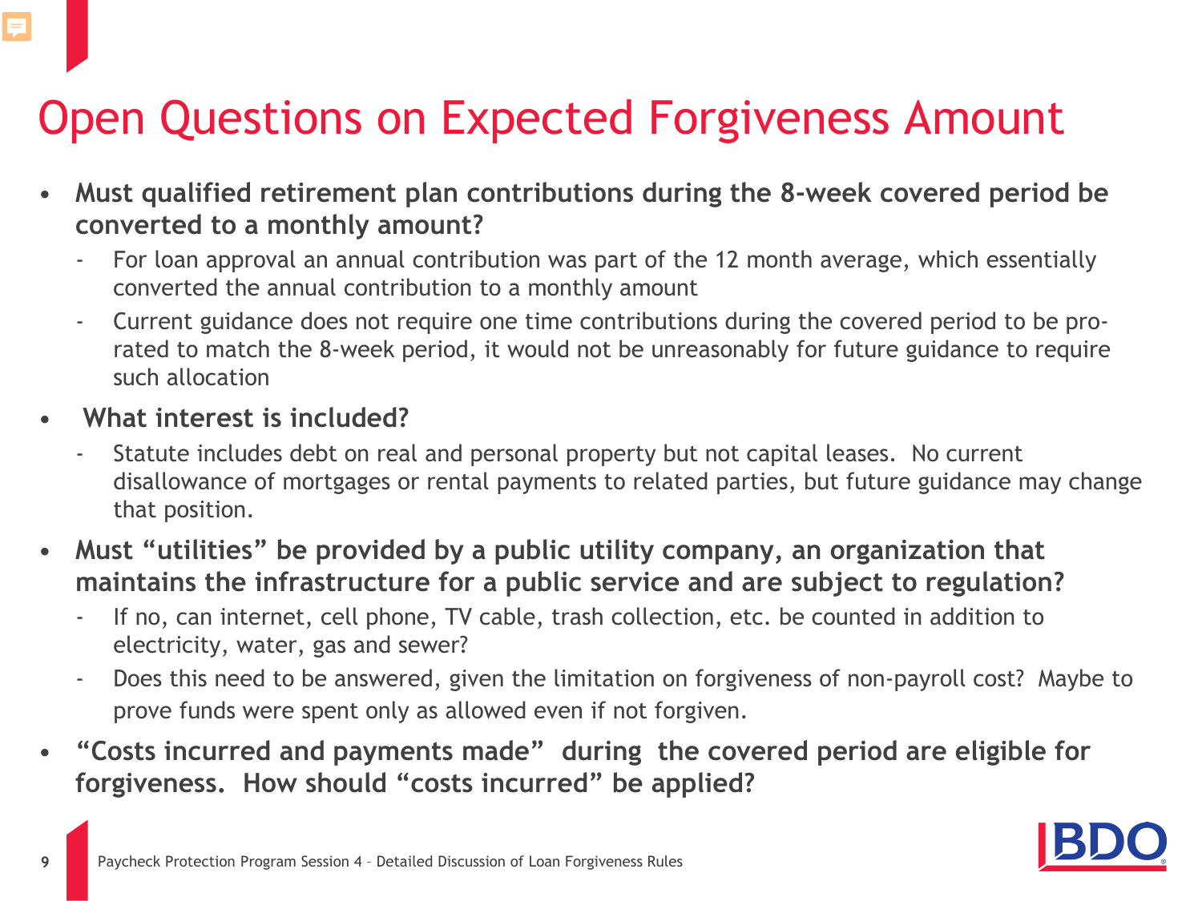# Open Questions on Expected Forgiveness Amount

- **Must qualified retirement plan contributions during the 8-week covered period be converted to a monthly amount?**
  - For loan approval an annual contribution was part of the 12 month average, which essentially converted the annual contribution to a monthly amount
  - Current guidance does not require one time contributions during the covered period to be pro-rated to match the 8-week period, it would not be unreasonably for future guidance to require such allocation
- **What interest is included?**
  - Statute includes debt on real and personal property but not capital leases. No current disallowance of mortgages or rental payments to related parties, but future guidance may change that position.
- **Must "utilities" be provided by a public utility company, an organization that maintains the infrastructure for a public service and are subject to regulation?**
  - If no, can internet, cell phone, TV cable, trash collection, etc. be counted in addition to electricity, water, gas and sewer?
  - Does this need to be answered, given the limitation on forgiveness of non-payroll cost? Maybe to prove funds were spent only as allowed even if not forgiven.
- **"Costs incurred and payments made" during the covered period are eligible for forgiveness. How should "costs incurred" be applied?**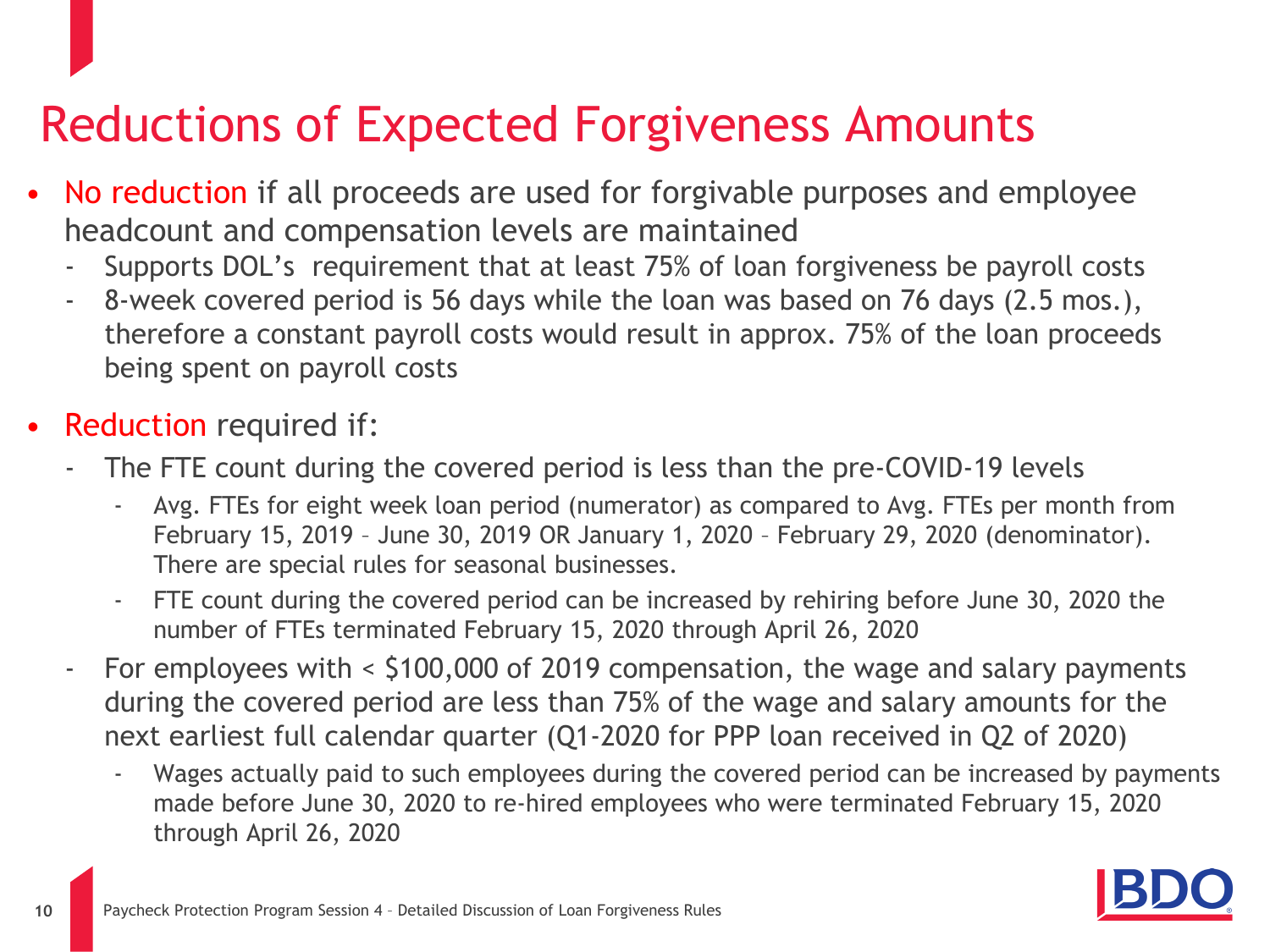# Reductions of Expected Forgiveness Amounts

- No reduction if all proceeds are used for forgivable purposes and employee headcount and compensation levels are maintained
  - Supports DOL's requirement that at least 75% of loan forgiveness be payroll costs
  - 8-week covered period is 56 days while the loan was based on 76 days (2.5 mos.), therefore a constant payroll costs would result in approx. 75% of the loan proceeds being spent on payroll costs
- Reduction required if:
  - The FTE count during the covered period is less than the pre-COVID-19 levels
    - Avg. FTEs for eight week loan period (numerator) as compared to Avg. FTEs per month from February 15, 2019 – June 30, 2019 OR January 1, 2020 – February 29, 2020 (denominator). There are special rules for seasonal businesses.
    - FTE count during the covered period can be increased by rehiring before June 30, 2020 the number of FTEs terminated February 15, 2020 through April 26, 2020
  - For employees with < $100,000 of 2019 compensation, the wage and salary payments during the covered period are less than 75% of the wage and salary amounts for the next earliest full calendar quarter (Q1-2020 for PPP loan received in Q2 of 2020)
    - Wages actually paid to such employees during the covered period can be increased by payments made before June 30, 2020 to re-hired employees who were terminated February 15, 2020 through April 26, 2020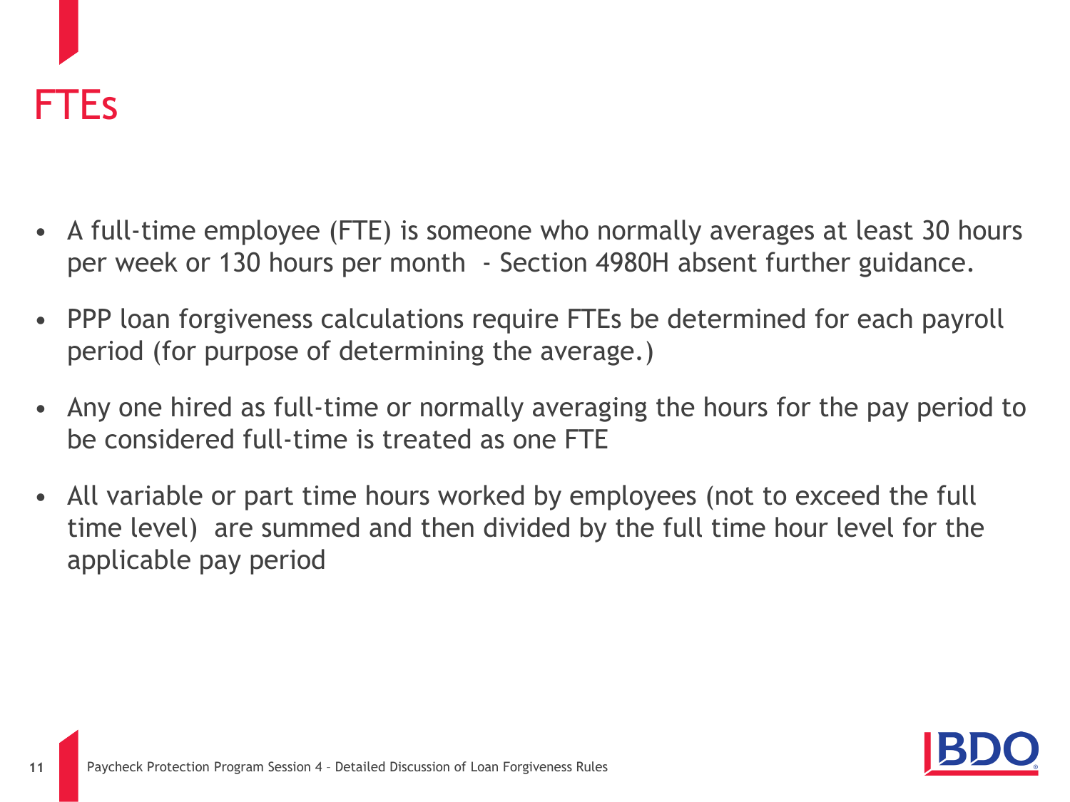# FTEs

- A full-time employee (FTE) is someone who normally averages at least 30 hours per week or 130 hours per month - Section 4980H absent further guidance.
- PPP loan forgiveness calculations require FTEs be determined for each payroll period (for purpose of determining the average.)
- Any one hired as full-time or normally averaging the hours for the pay period to be considered full-time is treated as one FTE
- All variable or part time hours worked by employees (not to exceed the full time level) are summed and then divided by the full time hour level for the applicable pay period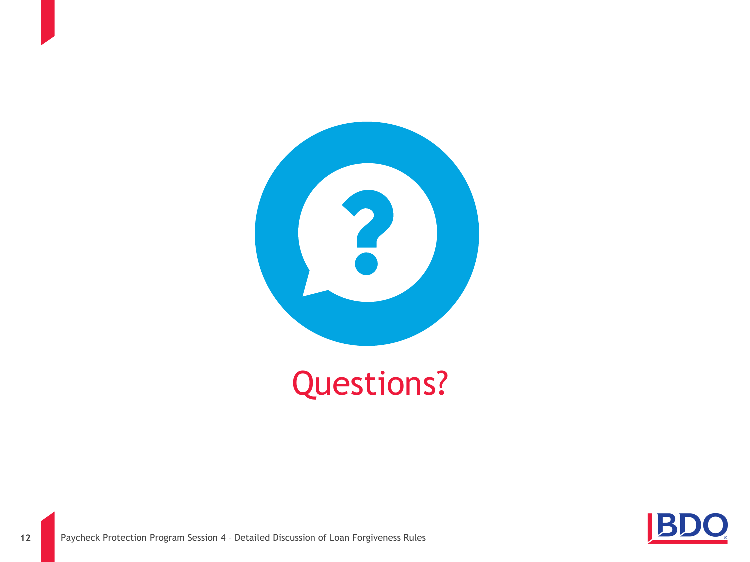# Questions?